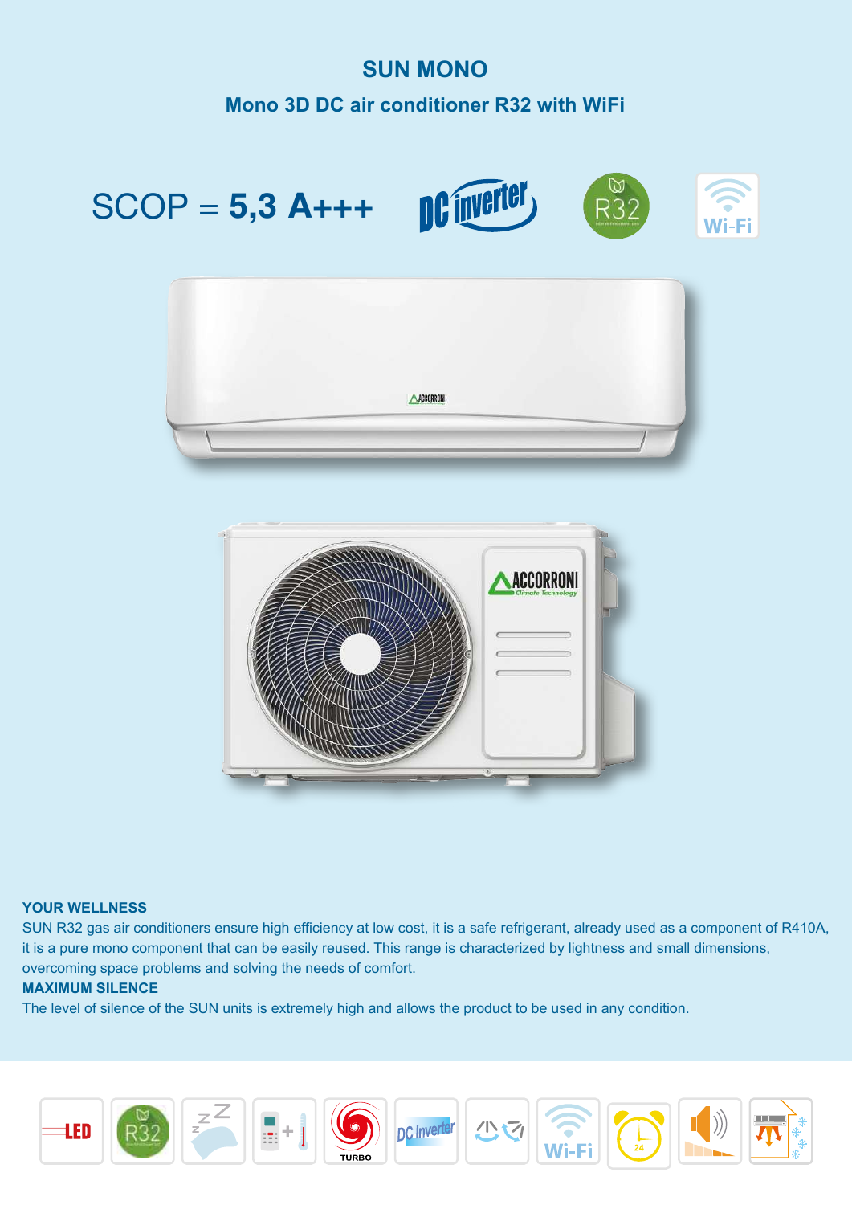# SUN MONO

## Mono 3D DC air conditioner R32 with WiFi

SCOP = **5,3 A+++**

**YOUR WELLNESS**

SUN R32 gas air conditioners ensure high efficiency at low cost, it is a safe refrigerant, already used as a component of R410A, it is a pure mono component that can be easily reused. This range is characterized by lightness and small dimensions, overcoming space problems and solving the needs of comfort.

**MAXIMUM SILENCE**

The level of silence of the SUN units is extremely high and allows the product to be used in any condition.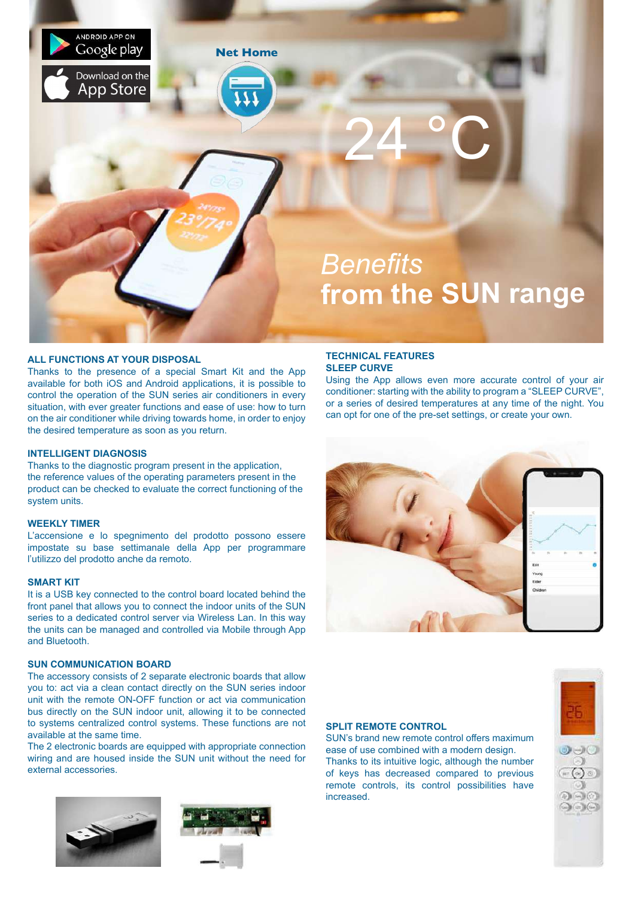# *Benefits* from the SUN range

## ALL FUNCTIONS AT YOUR DISPOSAL

Thanks to the presence of a special Smart Kit and the App available for both iOS and Android applications, it is possible to control the operation of the SUN series air conditioners in every situation, with ever greater functions and ease of use: how to turn on the air conditioner while driving towards home, in order to enjoy the desired temperature as soon as you return.

## INTELLIGENT DIAGNOSIS

Thanks to the diagnostic program present in the application, the reference values of the operating parameters present in the product can be checked to evaluate the correct functioning of the system units.

## WEEKLY TIMER

L'accensione e lo spegnimento del prodotto possono essere impostate su base settimanale della App per programmare l'utilizzo del prodotto anche da remoto.

## SMART KIT

It is a USB key connected to the control board located behind the front panel that allows you to connect the indoor units of the SUN series to a dedicated control server via Wireless Lan. In this way the units can be managed and controlled via Mobile through App and Bluetooth.

## SUN COMMUNICATION BOARD

The accessory consists of 2 separate electronic boards that allow you to: act via a clean contact directly on the SUN series indoor unit with the remote ON-OFF function or act via communication bus directly on the SUN indoor unit, allowing it to be connected to systems centralized control systems. These functions are not available at the same time.

The 2 electronic boards are equipped with appropriate connection wiring and are housed inside the SUN unit without the need for external accessories.

## TECHNICAL FEATURES

## SLEEP CURVE

Using the App allows even more accurate control of your air conditioner: starting with the ability to program a "SLEEP CURVE", or a series of desired temperatures at any time of the night. You can opt for one of the pre-set settings, or create your own.

## SPLIT REMOTE CONTROL

SUN's brand new remote control offers maximum ease of use combined with a modern design. Thanks to its intuitive logic, although the number of keys has decreased compared to previous remote controls, its control possibilities have increased.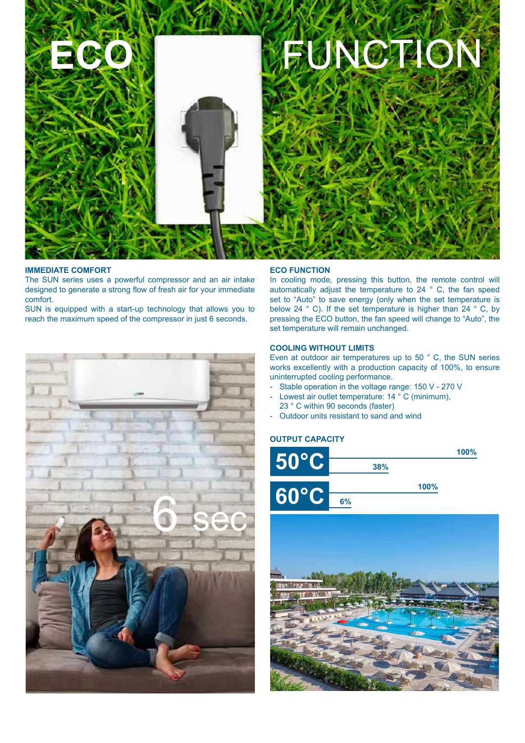# ECO FUNCTION

### IMMEDIATE COMFORT

The SUN series uses a powerful compressor and an air intake designed to generate a strong flow of fresh air for your immediate comfort.

SUN is equipped with a start-up technology that allows you to reach the maximum speed of the compressor in just 6 seconds.

6 sec

### ECO FUNCTION

In cooling mode, pressing this button, the remote control will automatically adjust the temperature to 24 ° C, the fan speed set to "Auto" to save energy (only when the set temperature is below 24 ° C). If the set temperature is higher than 24 ° C, by pressing the ECO button, the fan speed will change to "Auto", the set temperature will remain unchanged.

### COOLING WITHOUT LIMITS

Even at outdoor air temperatures up to 50 ° C, the SUN series works excellently with a production capacity of 100%, to ensure uninterrupted cooling performance.

- Stable operation in the voltage range: 150 V - 270 V
- Lowest air outlet temperature: 14 ° C (minimum), 23 ° C within 90 seconds (faster)
- Outdoor units resistant to sand and wind

### OUTPUT CAPACITY

| Temperature | Capacity | Capacity |
|---|---|---|
| 50°C | 38% | 100% |
| 60°C | 6% | 100% |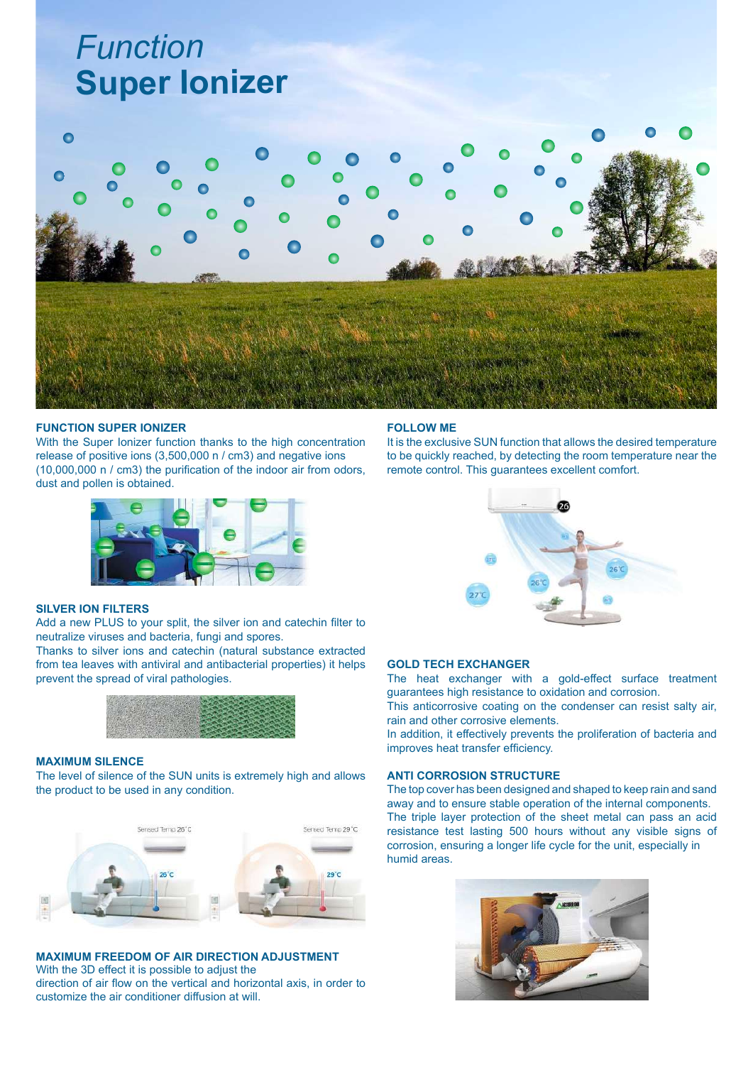# *Function*
# Super Ionizer

## FUNCTION SUPER IONIZER

With the Super Ionizer function thanks to the high concentration release of positive ions (3,500,000 n / cm3) and negative ions (10,000,000 n / cm3) the purification of the indoor air from odors, dust and pollen is obtained.

## SILVER ION FILTERS

Add a new PLUS to your split, the silver ion and catechin filter to neutralize viruses and bacteria, fungi and spores.
Thanks to silver ions and catechin (natural substance extracted from tea leaves with antiviral and antibacterial properties) it helps prevent the spread of viral pathologies.

## MAXIMUM SILENCE

The level of silence of the SUN units is extremely high and allows the product to be used in any condition.

## MAXIMUM FREEDOM OF AIR DIRECTION ADJUSTMENT

With the 3D effect it is possible to adjust the direction of air flow on the vertical and horizontal axis, in order to customize the air conditioner diffusion at will.

## FOLLOW ME

It is the exclusive SUN function that allows the desired temperature to be quickly reached, by detecting the room temperature near the remote control. This guarantees excellent comfort.

## GOLD TECH EXCHANGER

The heat exchanger with a gold-effect surface treatment guarantees high resistance to oxidation and corrosion.
This anticorrosive coating on the condenser can resist salty air, rain and other corrosive elements.
In addition, it effectively prevents the proliferation of bacteria and improves heat transfer efficiency.

## ANTI CORROSION STRUCTURE

The top cover has been designed and shaped to keep rain and sand away and to ensure stable operation of the internal components. The triple layer protection of the sheet metal can pass an acid resistance test lasting 500 hours without any visible signs of corrosion, ensuring a longer life cycle for the unit, especially in humid areas.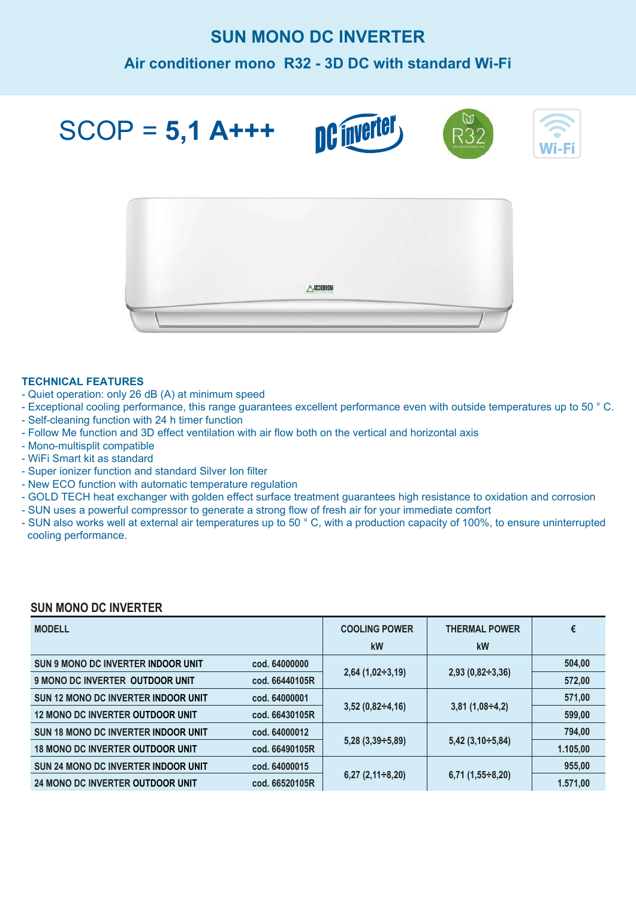# SUN MONO DC INVERTER

## Air conditioner mono R32 - 3D DC with standard Wi-Fi

SCOP = **5,1 A+++**

### TECHNICAL FEATURES

- Quiet operation: only 26 dB (A) at minimum speed
- Exceptional cooling performance, this range guarantees excellent performance even with outside temperatures up to 50 ° C.
- Self-cleaning function with 24 h timer function
- Follow Me function and 3D effect ventilation with air flow both on the vertical and horizontal axis
- Mono-multisplit compatible
- WiFi Smart kit as standard
- Super ionizer function and standard Silver Ion filter
- New ECO function with automatic temperature regulation
- GOLD TECH heat exchanger with golden effect surface treatment guarantees high resistance to oxidation and corrosion
- SUN uses a powerful compressor to generate a strong flow of fresh air for your immediate comfort
- SUN also works well at external air temperatures up to 50 ° C, with a production capacity of 100%, to ensure uninterrupted cooling performance.

### SUN MONO DC INVERTER

| MODELL | | COOLING POWER kW | THERMAL POWER kW | € |
|---|---|---|---|---|
| SUN 9 MONO DC INVERTER INDOOR UNIT | cod. 64000000 | 2,64 (1,02÷3,19) | 2,93 (0,82÷3,36) | 504,00 |
| 9 MONO DC INVERTER OUTDOOR UNIT | cod. 66440105R | | | 572,00 |
| SUN 12 MONO DC INVERTER INDOOR UNIT | cod. 64000001 | 3,52 (0,82÷4,16) | 3,81 (1,08÷4,2) | 571,00 |
| 12 MONO DC INVERTER OUTDOOR UNIT | cod. 66430105R | | | 599,00 |
| SUN 18 MONO DC INVERTER INDOOR UNIT | cod. 64000012 | 5,28 (3,39÷5,89) | 5,42 (3,10÷5,84) | 794,00 |
| 18 MONO DC INVERTER OUTDOOR UNIT | cod. 66490105R | | | 1.105,00 |
| SUN 24 MONO DC INVERTER INDOOR UNIT | cod. 64000015 | 6,27 (2,11÷8,20) | 6,71 (1,55÷8,20) | 955,00 |
| 24 MONO DC INVERTER OUTDOOR UNIT | cod. 66520105R | | | 1.571,00 |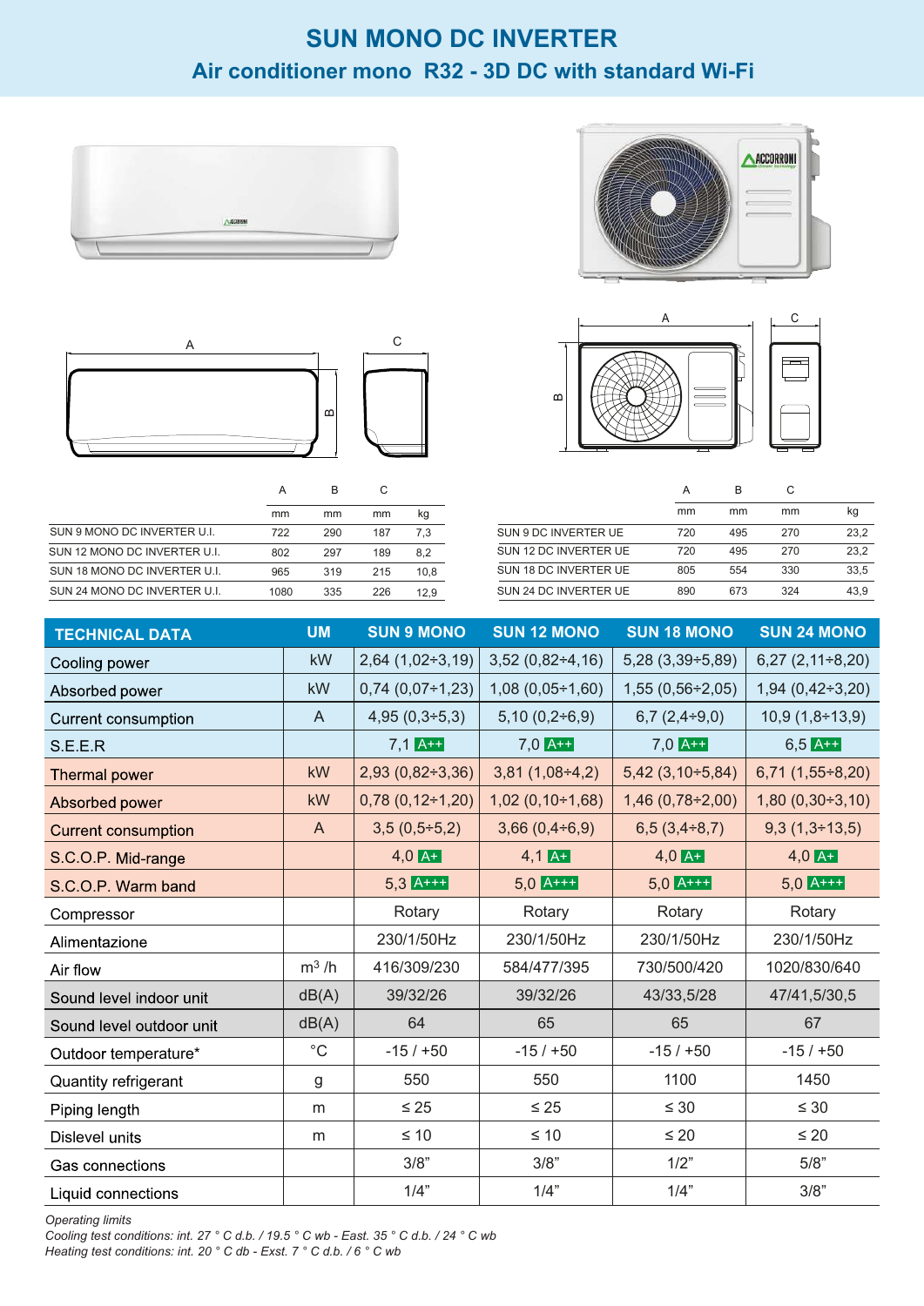# SUN MONO DC INVERTER

## Air conditioner mono R32 - 3D DC with standard Wi-Fi

| | A | B | C | |
|---|---|---|---|---|
| | mm | mm | mm | kg |
| SUN 9 MONO DC INVERTER U.I. | 722 | 290 | 187 | 7,3 |
| SUN 12 MONO DC INVERTER U.I. | 802 | 297 | 189 | 8,2 |
| SUN 18 MONO DC INVERTER U.I. | 965 | 319 | 215 | 10,8 |
| SUN 24 MONO DC INVERTER U.I. | 1080 | 335 | 226 | 12,9 |

| | A | B | C | |
|---|---|---|---|---|
| | mm | mm | mm | kg |
| SUN 9 DC INVERTER UE | 720 | 495 | 270 | 23,2 |
| SUN 12 DC INVERTER UE | 720 | 495 | 270 | 23,2 |
| SUN 18 DC INVERTER UE | 805 | 554 | 330 | 33,5 |
| SUN 24 DC INVERTER UE | 890 | 673 | 324 | 43,9 |

| TECHNICAL DATA | UM | SUN 9 MONO | SUN 12 MONO | SUN 18 MONO | SUN 24 MONO |
|---|---|---|---|---|---|
| Cooling power | kW | 2,64 (1,02÷3,19) | 3,52 (0,82÷4,16) | 5,28 (3,39÷5,89) | 6,27 (2,11÷8,20) |
| Absorbed power | kW | 0,74 (0,07÷1,23) | 1,08 (0,05÷1,60) | 1,55 (0,56÷2,05) | 1,94 (0,42÷3,20) |
| Current consumption | A | 4,95 (0,3÷5,3) | 5,10 (0,2÷6,9) | 6,7 (2,4÷9,0) | 10,9 (1,8÷13,9) |
| S.E.E.R | | 7,1 A++ | 7,0 A++ | 7,0 A++ | 6,5 A++ |
| Thermal power | kW | 2,93 (0,82÷3,36) | 3,81 (1,08÷4,2) | 5,42 (3,10÷5,84) | 6,71 (1,55÷8,20) |
| Absorbed power | kW | 0,78 (0,12÷1,20) | 1,02 (0,10÷1,68) | 1,46 (0,78÷2,00) | 1,80 (0,30÷3,10) |
| Current consumption | A | 3,5 (0,5÷5,2) | 3,66 (0,4÷6,9) | 6,5 (3,4÷8,7) | 9,3 (1,3÷13,5) |
| S.C.O.P. Mid-range | | 4,0 A+ | 4,1 A+ | 4,0 A+ | 4,0 A+ |
| S.C.O.P. Warm band | | 5,3 A+++ | 5,0 A+++ | 5,0 A+++ | 5,0 A+++ |
| Compressor | | Rotary | Rotary | Rotary | Rotary |
| Alimentazione | | 230/1/50Hz | 230/1/50Hz | 230/1/50Hz | 230/1/50Hz |
| Air flow | $m^3$ /h | 416/309/230 | 584/477/395 | 730/500/420 | 1020/830/640 |
| Sound level indoor unit | dB(A) | 39/32/26 | 39/32/26 | 43/33,5/28 | 47/41,5/30,5 |
| Sound level outdoor unit | dB(A) | 64 | 65 | 65 | 67 |
| Outdoor temperature* | °C | -15 / +50 | -15 / +50 | -15 / +50 | -15 / +50 |
| Quantity refrigerant | g | 550 | 550 | 1100 | 1450 |
| Piping length | m | ≤ 25 | ≤ 25 | ≤ 30 | ≤ 30 |
| Dislevel units | m | ≤ 10 | ≤ 10 | ≤ 20 | ≤ 20 |
| Gas connections | | 3/8" | 3/8" | 1/2" | 5/8" |
| Liquid connections | | 1/4" | 1/4" | 1/4" | 3/8" |

*Operating limits*
*Cooling test conditions: int. 27 ° C d.b. / 19.5 ° C wb - East. 35 ° C d.b. / 24 ° C wb*
*Heating test conditions: int. 20 ° C db - Exst. 7 ° C d.b. / 6 ° C wb*